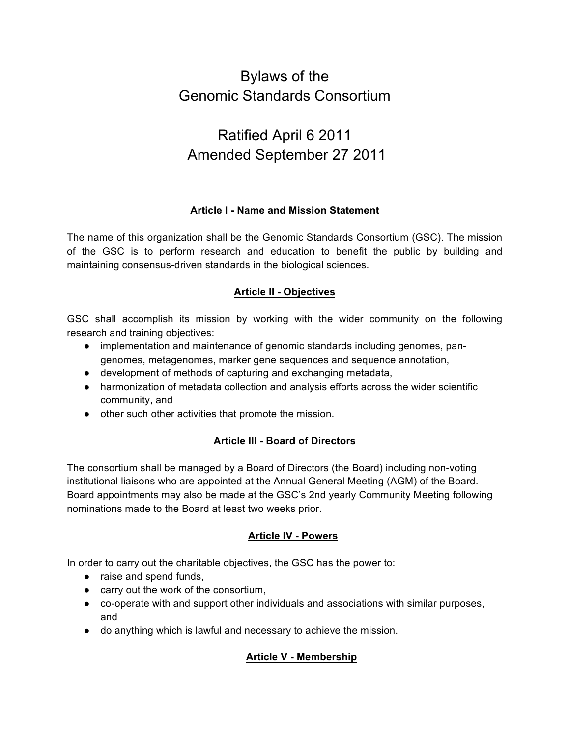# Bylaws of the Genomic Standards Consortium

## Ratified April 6 2011
## Amended September 27 2011

### Article I - Name and Mission Statement

The name of this organization shall be the Genomic Standards Consortium (GSC). The mission of the GSC is to perform research and education to benefit the public by building and maintaining consensus-driven standards in the biological sciences.

### Article II - Objectives

GSC shall accomplish its mission by working with the wider community on the following research and training objectives:

- implementation and maintenance of genomic standards including genomes, pan-genomes, metagenomes, marker gene sequences and sequence annotation,
- development of methods of capturing and exchanging metadata,
- harmonization of metadata collection and analysis efforts across the wider scientific community, and
- other such other activities that promote the mission.

### Article III - Board of Directors

The consortium shall be managed by a Board of Directors (the Board) including non-voting institutional liaisons who are appointed at the Annual General Meeting (AGM) of the Board. Board appointments may also be made at the GSC's 2nd yearly Community Meeting following nominations made to the Board at least two weeks prior.

### Article IV - Powers

In order to carry out the charitable objectives, the GSC has the power to:

- raise and spend funds,
- carry out the work of the consortium,
- co-operate with and support other individuals and associations with similar purposes, and
- do anything which is lawful and necessary to achieve the mission.

### Article V - Membership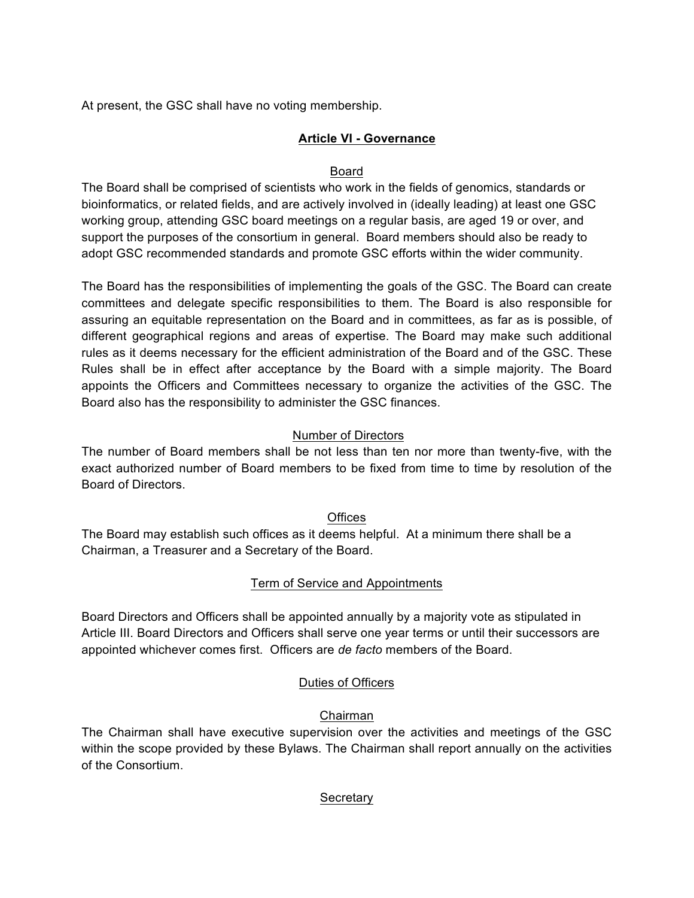At present, the GSC shall have no voting membership.

## Article VI - Governance

### Board

The Board shall be comprised of scientists who work in the fields of genomics, standards or bioinformatics, or related fields, and are actively involved in (ideally leading) at least one GSC working group, attending GSC board meetings on a regular basis, are aged 19 or over, and support the purposes of the consortium in general. Board members should also be ready to adopt GSC recommended standards and promote GSC efforts within the wider community.

The Board has the responsibilities of implementing the goals of the GSC. The Board can create committees and delegate specific responsibilities to them. The Board is also responsible for assuring an equitable representation on the Board and in committees, as far as is possible, of different geographical regions and areas of expertise. The Board may make such additional rules as it deems necessary for the efficient administration of the Board and of the GSC. These Rules shall be in effect after acceptance by the Board with a simple majority. The Board appoints the Officers and Committees necessary to organize the activities of the GSC. The Board also has the responsibility to administer the GSC finances.

### Number of Directors

The number of Board members shall be not less than ten nor more than twenty-five, with the exact authorized number of Board members to be fixed from time to time by resolution of the Board of Directors.

### Offices

The Board may establish such offices as it deems helpful. At a minimum there shall be a Chairman, a Treasurer and a Secretary of the Board.

### Term of Service and Appointments

Board Directors and Officers shall be appointed annually by a majority vote as stipulated in Article III. Board Directors and Officers shall serve one year terms or until their successors are appointed whichever comes first. Officers are *de facto* members of the Board.

### Duties of Officers

#### Chairman

The Chairman shall have executive supervision over the activities and meetings of the GSC within the scope provided by these Bylaws. The Chairman shall report annually on the activities of the Consortium.

#### Secretary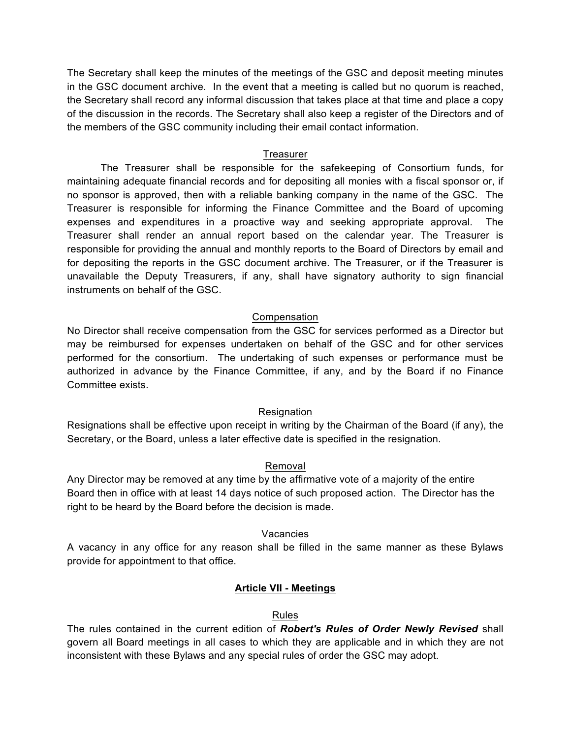The Secretary shall keep the minutes of the meetings of the GSC and deposit meeting minutes in the GSC document archive. In the event that a meeting is called but no quorum is reached, the Secretary shall record any informal discussion that takes place at that time and place a copy of the discussion in the records. The Secretary shall also keep a register of the Directors and of the members of the GSC community including their email contact information.

### Treasurer

The Treasurer shall be responsible for the safekeeping of Consortium funds, for maintaining adequate financial records and for depositing all monies with a fiscal sponsor or, if no sponsor is approved, then with a reliable banking company in the name of the GSC. The Treasurer is responsible for informing the Finance Committee and the Board of upcoming expenses and expenditures in a proactive way and seeking appropriate approval. The Treasurer shall render an annual report based on the calendar year. The Treasurer is responsible for providing the annual and monthly reports to the Board of Directors by email and for depositing the reports in the GSC document archive. The Treasurer, or if the Treasurer is unavailable the Deputy Treasurers, if any, shall have signatory authority to sign financial instruments on behalf of the GSC.

### Compensation

No Director shall receive compensation from the GSC for services performed as a Director but may be reimbursed for expenses undertaken on behalf of the GSC and for other services performed for the consortium. The undertaking of such expenses or performance must be authorized in advance by the Finance Committee, if any, and by the Board if no Finance Committee exists.

### Resignation

Resignations shall be effective upon receipt in writing by the Chairman of the Board (if any), the Secretary, or the Board, unless a later effective date is specified in the resignation.

### Removal

Any Director may be removed at any time by the affirmative vote of a majority of the entire Board then in office with at least 14 days notice of such proposed action. The Director has the right to be heard by the Board before the decision is made.

### Vacancies

A vacancy in any office for any reason shall be filled in the same manner as these Bylaws provide for appointment to that office.

## Article VII - Meetings

### Rules

The rules contained in the current edition of ***Robert's Rules of Order Newly Revised*** shall govern all Board meetings in all cases to which they are applicable and in which they are not inconsistent with these Bylaws and any special rules of order the GSC may adopt.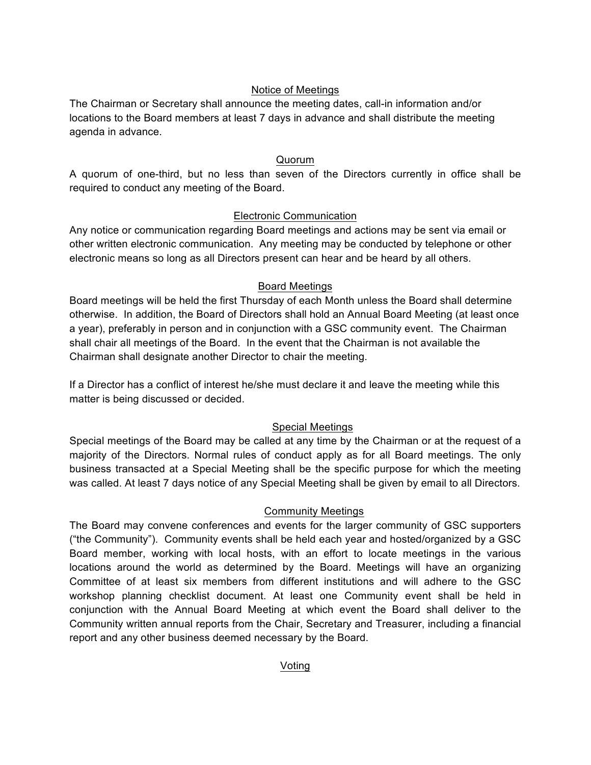### Notice of Meetings

The Chairman or Secretary shall announce the meeting dates, call-in information and/or locations to the Board members at least 7 days in advance and shall distribute the meeting agenda in advance.

### Quorum

A quorum of one-third, but no less than seven of the Directors currently in office shall be required to conduct any meeting of the Board.

### Electronic Communication

Any notice or communication regarding Board meetings and actions may be sent via email or other written electronic communication. Any meeting may be conducted by telephone or other electronic means so long as all Directors present can hear and be heard by all others.

### Board Meetings

Board meetings will be held the first Thursday of each Month unless the Board shall determine otherwise. In addition, the Board of Directors shall hold an Annual Board Meeting (at least once a year), preferably in person and in conjunction with a GSC community event. The Chairman shall chair all meetings of the Board. In the event that the Chairman is not available the Chairman shall designate another Director to chair the meeting.

If a Director has a conflict of interest he/she must declare it and leave the meeting while this matter is being discussed or decided.

### Special Meetings

Special meetings of the Board may be called at any time by the Chairman or at the request of a majority of the Directors. Normal rules of conduct apply as for all Board meetings. The only business transacted at a Special Meeting shall be the specific purpose for which the meeting was called. At least 7 days notice of any Special Meeting shall be given by email to all Directors.

### Community Meetings

The Board may convene conferences and events for the larger community of GSC supporters ("the Community"). Community events shall be held each year and hosted/organized by a GSC Board member, working with local hosts, with an effort to locate meetings in the various locations around the world as determined by the Board. Meetings will have an organizing Committee of at least six members from different institutions and will adhere to the GSC workshop planning checklist document. At least one Community event shall be held in conjunction with the Annual Board Meeting at which event the Board shall deliver to the Community written annual reports from the Chair, Secretary and Treasurer, including a financial report and any other business deemed necessary by the Board.

### Voting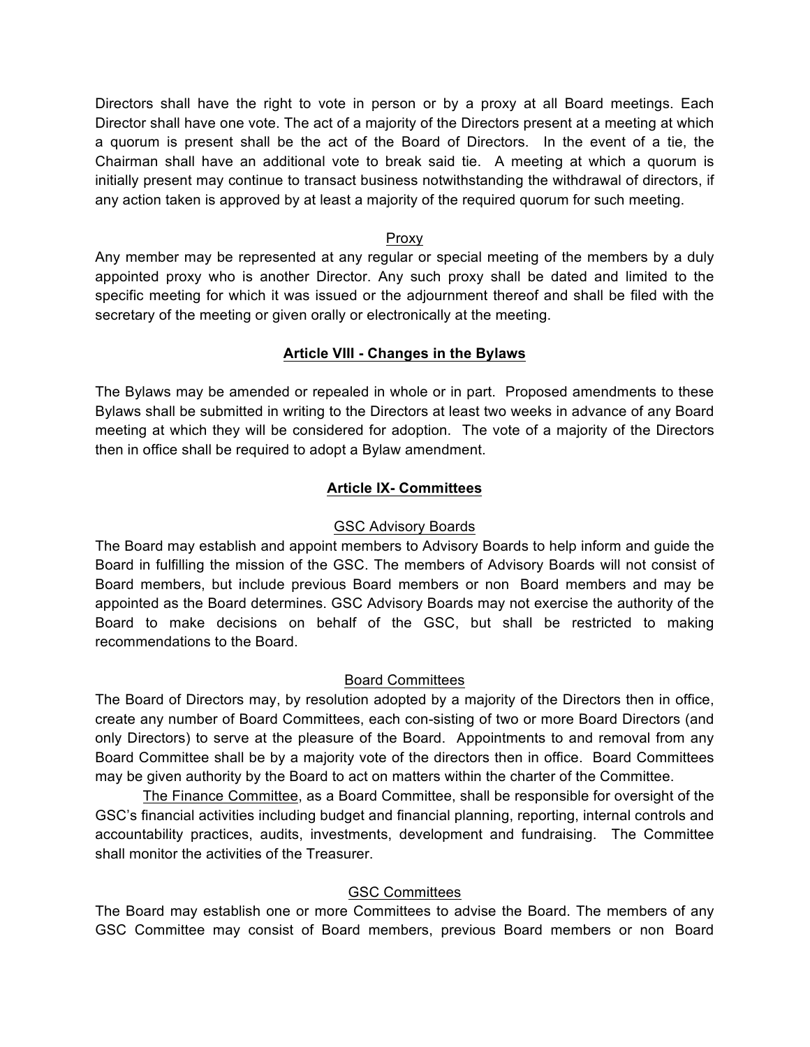Directors shall have the right to vote in person or by a proxy at all Board meetings. Each Director shall have one vote. The act of a majority of the Directors present at a meeting at which a quorum is present shall be the act of the Board of Directors. In the event of a tie, the Chairman shall have an additional vote to break said tie. A meeting at which a quorum is initially present may continue to transact business notwithstanding the withdrawal of directors, if any action taken is approved by at least a majority of the required quorum for such meeting.

Proxy

Any member may be represented at any regular or special meeting of the members by a duly appointed proxy who is another Director. Any such proxy shall be dated and limited to the specific meeting for which it was issued or the adjournment thereof and shall be filed with the secretary of the meeting or given orally or electronically at the meeting.

## Article VIII - Changes in the Bylaws

The Bylaws may be amended or repealed in whole or in part. Proposed amendments to these Bylaws shall be submitted in writing to the Directors at least two weeks in advance of any Board meeting at which they will be considered for adoption. The vote of a majority of the Directors then in office shall be required to adopt a Bylaw amendment.

## Article IX- Committees

GSC Advisory Boards

The Board may establish and appoint members to Advisory Boards to help inform and guide the Board in fulfilling the mission of the GSC. The members of Advisory Boards will not consist of Board members, but include previous Board members or non Board members and may be appointed as the Board determines. GSC Advisory Boards may not exercise the authority of the Board to make decisions on behalf of the GSC, but shall be restricted to making recommendations to the Board.

Board Committees

The Board of Directors may, by resolution adopted by a majority of the Directors then in office, create any number of Board Committees, each con-sisting of two or more Board Directors (and only Directors) to serve at the pleasure of the Board. Appointments to and removal from any Board Committee shall be by a majority vote of the directors then in office. Board Committees may be given authority by the Board to act on matters within the charter of the Committee.

The Finance Committee, as a Board Committee, shall be responsible for oversight of the GSC's financial activities including budget and financial planning, reporting, internal controls and accountability practices, audits, investments, development and fundraising. The Committee shall monitor the activities of the Treasurer.

GSC Committees

The Board may establish one or more Committees to advise the Board. The members of any GSC Committee may consist of Board members, previous Board members or non Board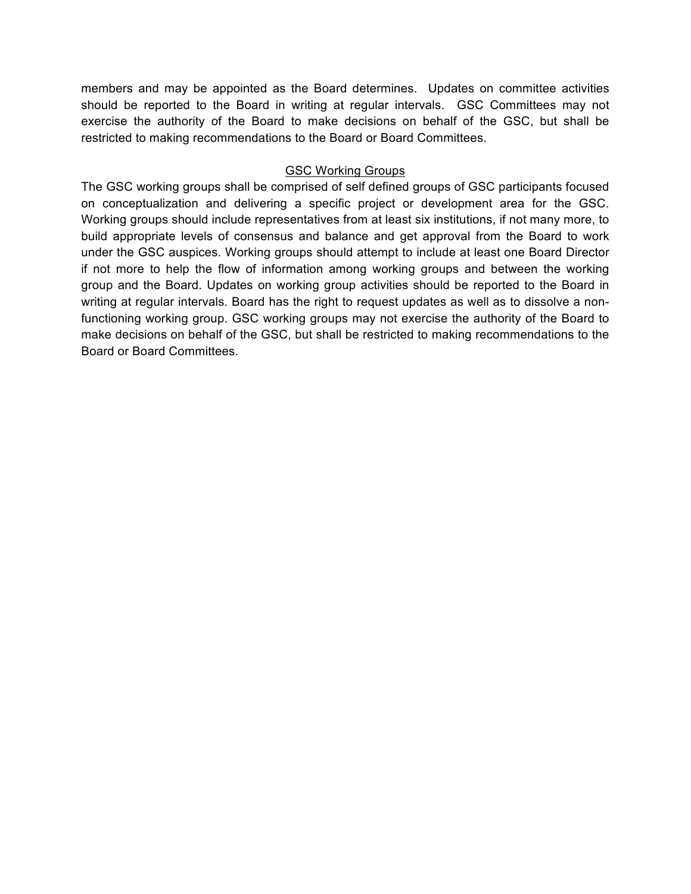members and may be appointed as the Board determines. Updates on committee activities should be reported to the Board in writing at regular intervals. GSC Committees may not exercise the authority of the Board to make decisions on behalf of the GSC, but shall be restricted to making recommendations to the Board or Board Committees.

## GSC Working Groups

The GSC working groups shall be comprised of self defined groups of GSC participants focused on conceptualization and delivering a specific project or development area for the GSC. Working groups should include representatives from at least six institutions, if not many more, to build appropriate levels of consensus and balance and get approval from the Board to work under the GSC auspices. Working groups should attempt to include at least one Board Director if not more to help the flow of information among working groups and between the working group and the Board. Updates on working group activities should be reported to the Board in writing at regular intervals. Board has the right to request updates as well as to dissolve a non-functioning working group. GSC working groups may not exercise the authority of the Board to make decisions on behalf of the GSC, but shall be restricted to making recommendations to the Board or Board Committees.